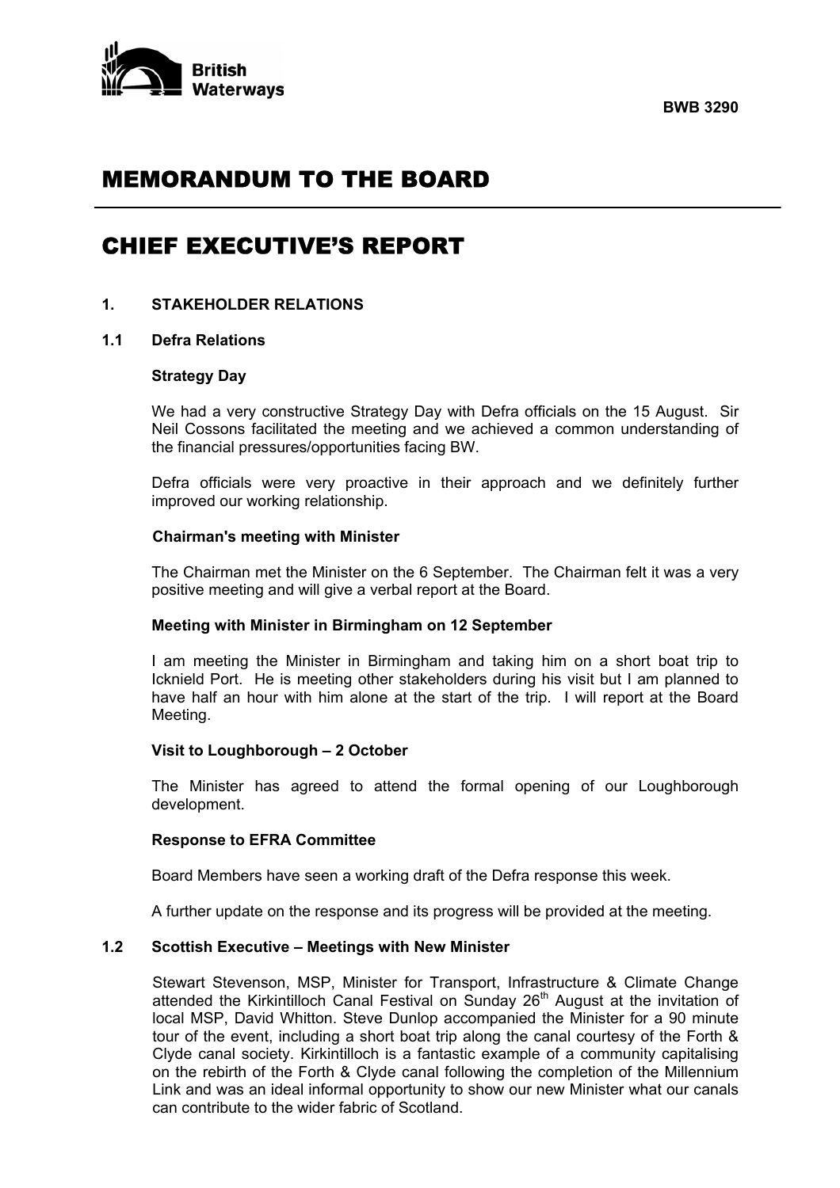British Waterways

**BWB 3290**

# MEMORANDUM TO THE BOARD

# CHIEF EXECUTIVE'S REPORT

## 1. STAKEHOLDER RELATIONS

### 1.1 Defra Relations

**Strategy Day**

We had a very constructive Strategy Day with Defra officials on the 15 August. Sir Neil Cossons facilitated the meeting and we achieved a common understanding of the financial pressures/opportunities facing BW.

Defra officials were very proactive in their approach and we definitely further improved our working relationship.

**Chairman's meeting with Minister**

The Chairman met the Minister on the 6 September. The Chairman felt it was a very positive meeting and will give a verbal report at the Board.

**Meeting with Minister in Birmingham on 12 September**

I am meeting the Minister in Birmingham and taking him on a short boat trip to Icknield Port. He is meeting other stakeholders during his visit but I am planned to have half an hour with him alone at the start of the trip. I will report at the Board Meeting.

**Visit to Loughborough – 2 October**

The Minister has agreed to attend the formal opening of our Loughborough development.

**Response to EFRA Committee**

Board Members have seen a working draft of the Defra response this week.

A further update on the response and its progress will be provided at the meeting.

### 1.2 Scottish Executive – Meetings with New Minister

Stewart Stevenson, MSP, Minister for Transport, Infrastructure & Climate Change attended the Kirkintilloch Canal Festival on Sunday 26th August at the invitation of local MSP, David Whitton. Steve Dunlop accompanied the Minister for a 90 minute tour of the event, including a short boat trip along the canal courtesy of the Forth & Clyde canal society. Kirkintilloch is a fantastic example of a community capitalising on the rebirth of the Forth & Clyde canal following the completion of the Millennium Link and was an ideal informal opportunity to show our new Minister what our canals can contribute to the wider fabric of Scotland.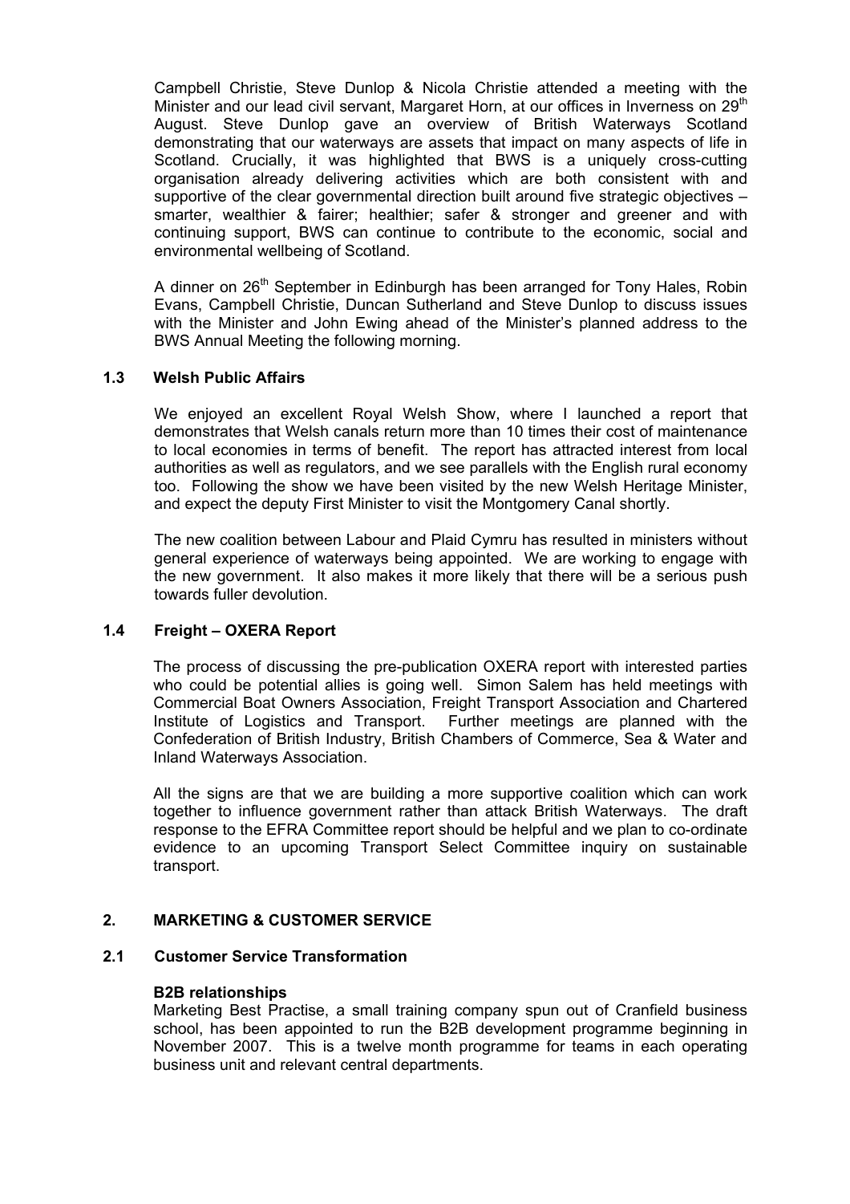Campbell Christie, Steve Dunlop & Nicola Christie attended a meeting with the Minister and our lead civil servant, Margaret Horn, at our offices in Inverness on 29th August. Steve Dunlop gave an overview of British Waterways Scotland demonstrating that our waterways are assets that impact on many aspects of life in Scotland. Crucially, it was highlighted that BWS is a uniquely cross-cutting organisation already delivering activities which are both consistent with and supportive of the clear governmental direction built around five strategic objectives – smarter, wealthier & fairer; healthier; safer & stronger and greener and with continuing support, BWS can continue to contribute to the economic, social and environmental wellbeing of Scotland.

A dinner on 26th September in Edinburgh has been arranged for Tony Hales, Robin Evans, Campbell Christie, Duncan Sutherland and Steve Dunlop to discuss issues with the Minister and John Ewing ahead of the Minister's planned address to the BWS Annual Meeting the following morning.

### 1.3 Welsh Public Affairs

We enjoyed an excellent Royal Welsh Show, where I launched a report that demonstrates that Welsh canals return more than 10 times their cost of maintenance to local economies in terms of benefit. The report has attracted interest from local authorities as well as regulators, and we see parallels with the English rural economy too. Following the show we have been visited by the new Welsh Heritage Minister, and expect the deputy First Minister to visit the Montgomery Canal shortly.

The new coalition between Labour and Plaid Cymru has resulted in ministers without general experience of waterways being appointed. We are working to engage with the new government. It also makes it more likely that there will be a serious push towards fuller devolution.

### 1.4 Freight – OXERA Report

The process of discussing the pre-publication OXERA report with interested parties who could be potential allies is going well. Simon Salem has held meetings with Commercial Boat Owners Association, Freight Transport Association and Chartered Institute of Logistics and Transport. Further meetings are planned with the Confederation of British Industry, British Chambers of Commerce, Sea & Water and Inland Waterways Association.

All the signs are that we are building a more supportive coalition which can work together to influence government rather than attack British Waterways. The draft response to the EFRA Committee report should be helpful and we plan to co-ordinate evidence to an upcoming Transport Select Committee inquiry on sustainable transport.

## 2. MARKETING & CUSTOMER SERVICE

### 2.1 Customer Service Transformation

**B2B relationships**

Marketing Best Practise, a small training company spun out of Cranfield business school, has been appointed to run the B2B development programme beginning in November 2007. This is a twelve month programme for teams in each operating business unit and relevant central departments.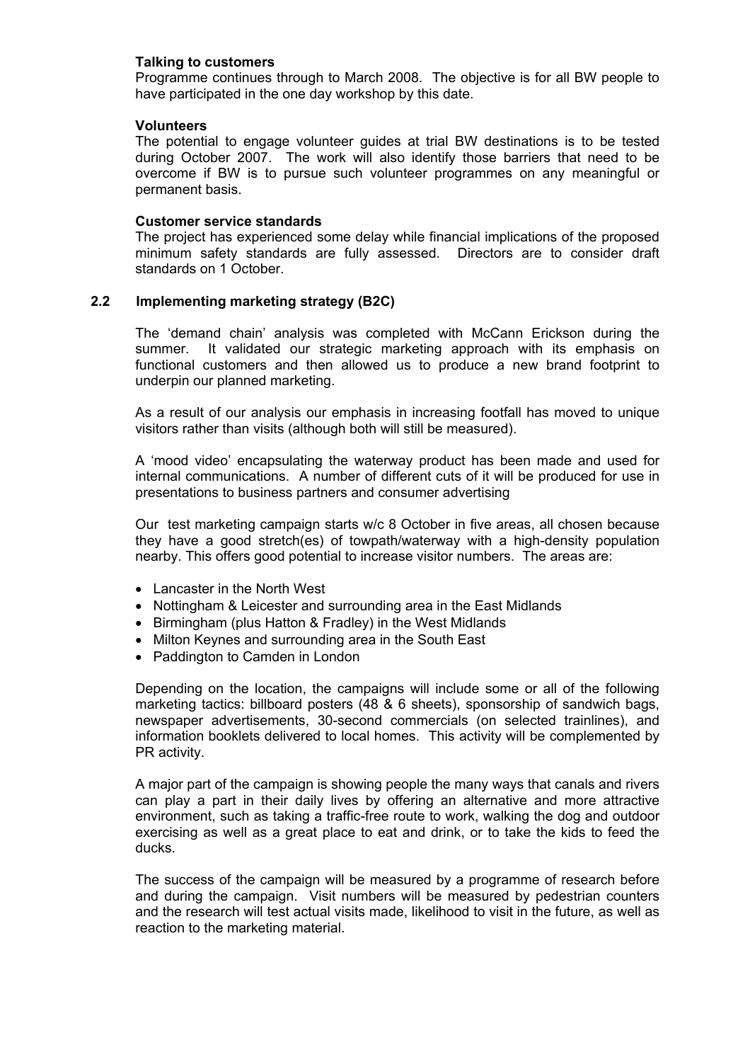**Talking to customers**

Programme continues through to March 2008. The objective is for all BW people to have participated in the one day workshop by this date.

**Volunteers**

The potential to engage volunteer guides at trial BW destinations is to be tested during October 2007. The work will also identify those barriers that need to be overcome if BW is to pursue such volunteer programmes on any meaningful or permanent basis.

**Customer service standards**

The project has experienced some delay while financial implications of the proposed minimum safety standards are fully assessed. Directors are to consider draft standards on 1 October.

### 2.2 Implementing marketing strategy (B2C)

The 'demand chain' analysis was completed with McCann Erickson during the summer. It validated our strategic marketing approach with its emphasis on functional customers and then allowed us to produce a new brand footprint to underpin our planned marketing.

As a result of our analysis our emphasis in increasing footfall has moved to unique visitors rather than visits (although both will still be measured).

A 'mood video' encapsulating the waterway product has been made and used for internal communications. A number of different cuts of it will be produced for use in presentations to business partners and consumer advertising

Our test marketing campaign starts w/c 8 October in five areas, all chosen because they have a good stretch(es) of towpath/waterway with a high-density population nearby. This offers good potential to increase visitor numbers. The areas are:

- Lancaster in the North West
- Nottingham & Leicester and surrounding area in the East Midlands
- Birmingham (plus Hatton & Fradley) in the West Midlands
- Milton Keynes and surrounding area in the South East
- Paddington to Camden in London

Depending on the location, the campaigns will include some or all of the following marketing tactics: billboard posters (48 & 6 sheets), sponsorship of sandwich bags, newspaper advertisements, 30-second commercials (on selected trainlines), and information booklets delivered to local homes. This activity will be complemented by PR activity.

A major part of the campaign is showing people the many ways that canals and rivers can play a part in their daily lives by offering an alternative and more attractive environment, such as taking a traffic-free route to work, walking the dog and outdoor exercising as well as a great place to eat and drink, or to take the kids to feed the ducks.

The success of the campaign will be measured by a programme of research before and during the campaign. Visit numbers will be measured by pedestrian counters and the research will test actual visits made, likelihood to visit in the future, as well as reaction to the marketing material.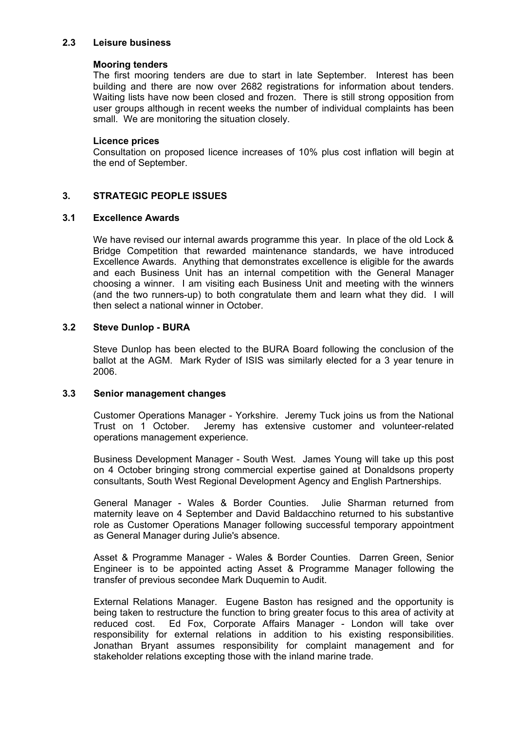### 2.3 Leisure business

**Mooring tenders**

The first mooring tenders are due to start in late September. Interest has been building and there are now over 2682 registrations for information about tenders. Waiting lists have now been closed and frozen. There is still strong opposition from user groups although in recent weeks the number of individual complaints has been small. We are monitoring the situation closely.

**Licence prices**

Consultation on proposed licence increases of 10% plus cost inflation will begin at the end of September.

## 3. STRATEGIC PEOPLE ISSUES

### 3.1 Excellence Awards

We have revised our internal awards programme this year. In place of the old Lock & Bridge Competition that rewarded maintenance standards, we have introduced Excellence Awards. Anything that demonstrates excellence is eligible for the awards and each Business Unit has an internal competition with the General Manager choosing a winner. I am visiting each Business Unit and meeting with the winners (and the two runners-up) to both congratulate them and learn what they did. I will then select a national winner in October.

### 3.2 Steve Dunlop - BURA

Steve Dunlop has been elected to the BURA Board following the conclusion of the ballot at the AGM. Mark Ryder of ISIS was similarly elected for a 3 year tenure in 2006.

### 3.3 Senior management changes

Customer Operations Manager - Yorkshire. Jeremy Tuck joins us from the National Trust on 1 October. Jeremy has extensive customer and volunteer-related operations management experience.

Business Development Manager - South West. James Young will take up this post on 4 October bringing strong commercial expertise gained at Donaldsons property consultants, South West Regional Development Agency and English Partnerships.

General Manager - Wales & Border Counties. Julie Sharman returned from maternity leave on 4 September and David Baldacchino returned to his substantive role as Customer Operations Manager following successful temporary appointment as General Manager during Julie's absence.

Asset & Programme Manager - Wales & Border Counties. Darren Green, Senior Engineer is to be appointed acting Asset & Programme Manager following the transfer of previous secondee Mark Duquemin to Audit.

External Relations Manager. Eugene Baston has resigned and the opportunity is being taken to restructure the function to bring greater focus to this area of activity at reduced cost. Ed Fox, Corporate Affairs Manager - London will take over responsibility for external relations in addition to his existing responsibilities. Jonathan Bryant assumes responsibility for complaint management and for stakeholder relations excepting those with the inland marine trade.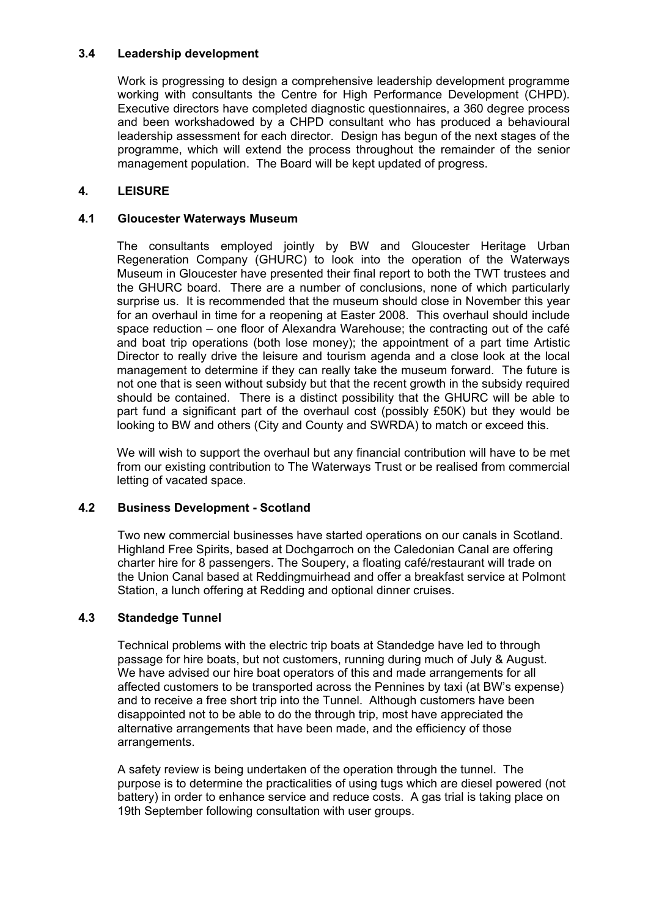### 3.4 Leadership development

Work is progressing to design a comprehensive leadership development programme working with consultants the Centre for High Performance Development (CHPD). Executive directors have completed diagnostic questionnaires, a 360 degree process and been workshadowed by a CHPD consultant who has produced a behavioural leadership assessment for each director. Design has begun of the next stages of the programme, which will extend the process throughout the remainder of the senior management population. The Board will be kept updated of progress.

## 4. LEISURE

### 4.1 Gloucester Waterways Museum

The consultants employed jointly by BW and Gloucester Heritage Urban Regeneration Company (GHURC) to look into the operation of the Waterways Museum in Gloucester have presented their final report to both the TWT trustees and the GHURC board. There are a number of conclusions, none of which particularly surprise us. It is recommended that the museum should close in November this year for an overhaul in time for a reopening at Easter 2008. This overhaul should include space reduction – one floor of Alexandra Warehouse; the contracting out of the café and boat trip operations (both lose money); the appointment of a part time Artistic Director to really drive the leisure and tourism agenda and a close look at the local management to determine if they can really take the museum forward. The future is not one that is seen without subsidy but that the recent growth in the subsidy required should be contained. There is a distinct possibility that the GHURC will be able to part fund a significant part of the overhaul cost (possibly £50K) but they would be looking to BW and others (City and County and SWRDA) to match or exceed this.

We will wish to support the overhaul but any financial contribution will have to be met from our existing contribution to The Waterways Trust or be realised from commercial letting of vacated space.

### 4.2 Business Development - Scotland

Two new commercial businesses have started operations on our canals in Scotland. Highland Free Spirits, based at Dochgarroch on the Caledonian Canal are offering charter hire for 8 passengers. The Soupery, a floating café/restaurant will trade on the Union Canal based at Reddingmuirhead and offer a breakfast service at Polmont Station, a lunch offering at Redding and optional dinner cruises.

### 4.3 Standedge Tunnel

Technical problems with the electric trip boats at Standedge have led to through passage for hire boats, but not customers, running during much of July & August. We have advised our hire boat operators of this and made arrangements for all affected customers to be transported across the Pennines by taxi (at BW's expense) and to receive a free short trip into the Tunnel. Although customers have been disappointed not to be able to do the through trip, most have appreciated the alternative arrangements that have been made, and the efficiency of those arrangements.

A safety review is being undertaken of the operation through the tunnel. The purpose is to determine the practicalities of using tugs which are diesel powered (not battery) in order to enhance service and reduce costs. A gas trial is taking place on 19th September following consultation with user groups.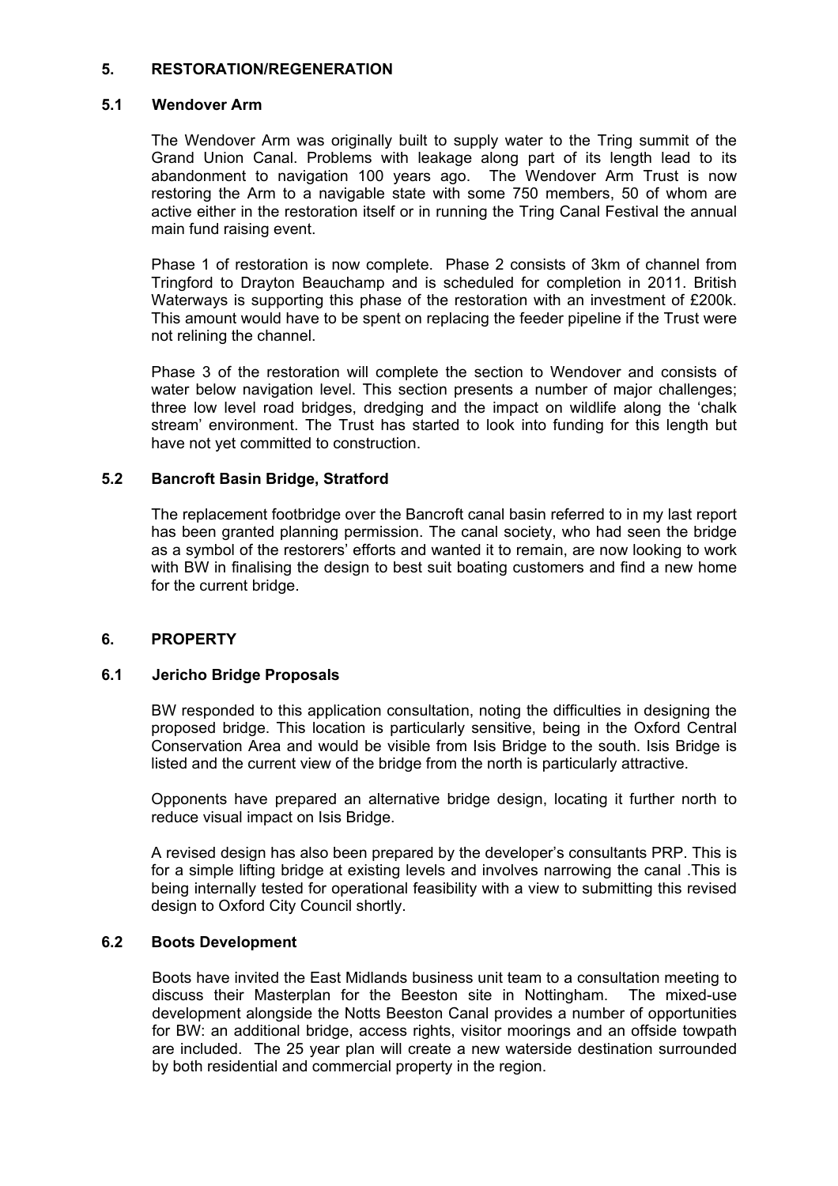## 5. RESTORATION/REGENERATION

### 5.1 Wendover Arm

The Wendover Arm was originally built to supply water to the Tring summit of the Grand Union Canal. Problems with leakage along part of its length lead to its abandonment to navigation 100 years ago. The Wendover Arm Trust is now restoring the Arm to a navigable state with some 750 members, 50 of whom are active either in the restoration itself or in running the Tring Canal Festival the annual main fund raising event.

Phase 1 of restoration is now complete. Phase 2 consists of 3km of channel from Tringford to Drayton Beauchamp and is scheduled for completion in 2011. British Waterways is supporting this phase of the restoration with an investment of £200k. This amount would have to be spent on replacing the feeder pipeline if the Trust were not relining the channel.

Phase 3 of the restoration will complete the section to Wendover and consists of water below navigation level. This section presents a number of major challenges; three low level road bridges, dredging and the impact on wildlife along the 'chalk stream' environment. The Trust has started to look into funding for this length but have not yet committed to construction.

### 5.2 Bancroft Basin Bridge, Stratford

The replacement footbridge over the Bancroft canal basin referred to in my last report has been granted planning permission. The canal society, who had seen the bridge as a symbol of the restorers' efforts and wanted it to remain, are now looking to work with BW in finalising the design to best suit boating customers and find a new home for the current bridge.

## 6. PROPERTY

### 6.1 Jericho Bridge Proposals

BW responded to this application consultation, noting the difficulties in designing the proposed bridge. This location is particularly sensitive, being in the Oxford Central Conservation Area and would be visible from Isis Bridge to the south. Isis Bridge is listed and the current view of the bridge from the north is particularly attractive.

Opponents have prepared an alternative bridge design, locating it further north to reduce visual impact on Isis Bridge.

A revised design has also been prepared by the developer's consultants PRP. This is for a simple lifting bridge at existing levels and involves narrowing the canal .This is being internally tested for operational feasibility with a view to submitting this revised design to Oxford City Council shortly.

### 6.2 Boots Development

Boots have invited the East Midlands business unit team to a consultation meeting to discuss their Masterplan for the Beeston site in Nottingham. The mixed-use development alongside the Notts Beeston Canal provides a number of opportunities for BW: an additional bridge, access rights, visitor moorings and an offside towpath are included. The 25 year plan will create a new waterside destination surrounded by both residential and commercial property in the region.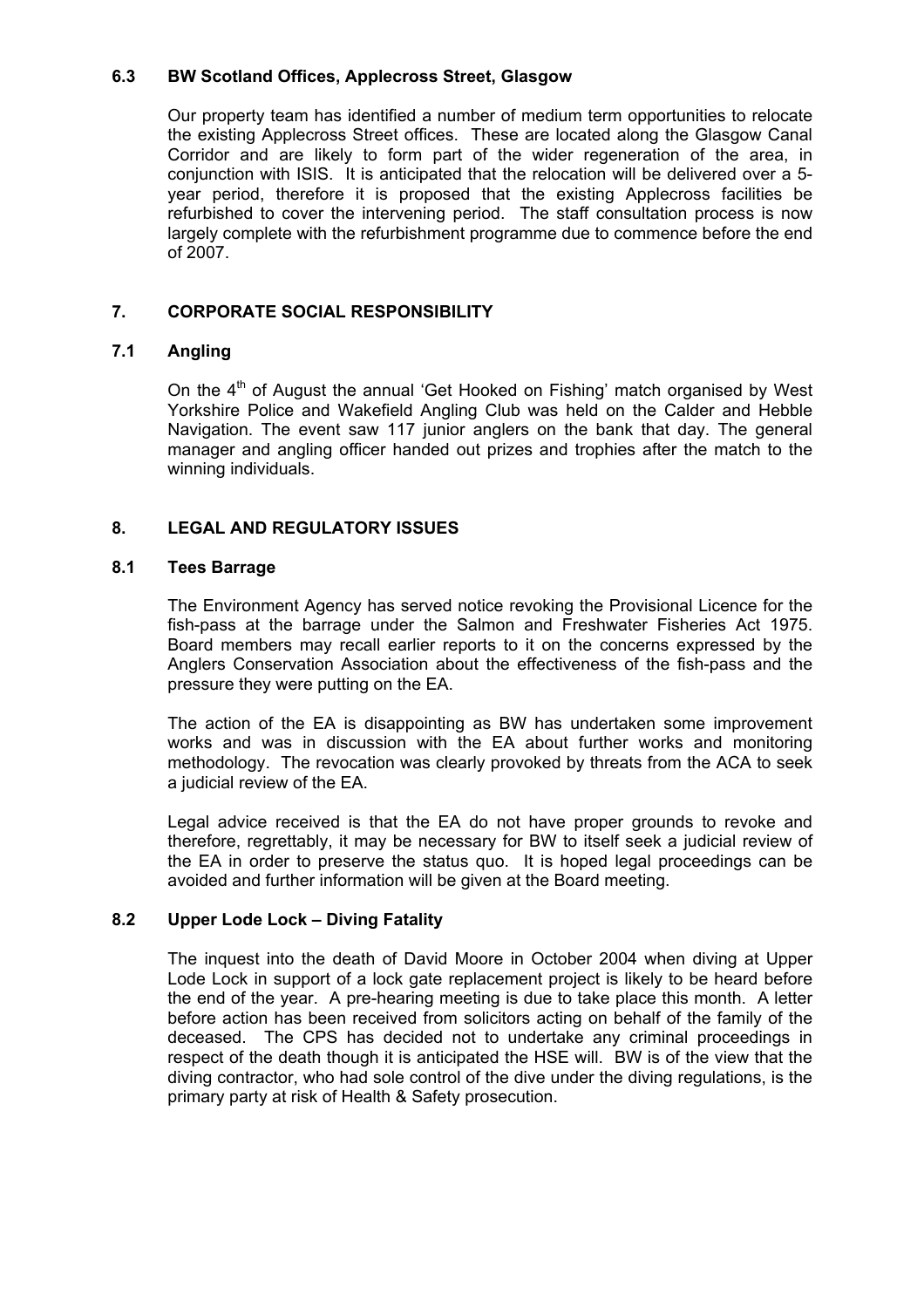### 6.3 BW Scotland Offices, Applecross Street, Glasgow

Our property team has identified a number of medium term opportunities to relocate the existing Applecross Street offices. These are located along the Glasgow Canal Corridor and are likely to form part of the wider regeneration of the area, in conjunction with ISIS. It is anticipated that the relocation will be delivered over a 5-year period, therefore it is proposed that the existing Applecross facilities be refurbished to cover the intervening period. The staff consultation process is now largely complete with the refurbishment programme due to commence before the end of 2007.

## 7. CORPORATE SOCIAL RESPONSIBILITY

### 7.1 Angling

On the 4th of August the annual 'Get Hooked on Fishing' match organised by West Yorkshire Police and Wakefield Angling Club was held on the Calder and Hebble Navigation. The event saw 117 junior anglers on the bank that day. The general manager and angling officer handed out prizes and trophies after the match to the winning individuals.

## 8. LEGAL AND REGULATORY ISSUES

### 8.1 Tees Barrage

The Environment Agency has served notice revoking the Provisional Licence for the fish-pass at the barrage under the Salmon and Freshwater Fisheries Act 1975. Board members may recall earlier reports to it on the concerns expressed by the Anglers Conservation Association about the effectiveness of the fish-pass and the pressure they were putting on the EA.

The action of the EA is disappointing as BW has undertaken some improvement works and was in discussion with the EA about further works and monitoring methodology. The revocation was clearly provoked by threats from the ACA to seek a judicial review of the EA.

Legal advice received is that the EA do not have proper grounds to revoke and therefore, regrettably, it may be necessary for BW to itself seek a judicial review of the EA in order to preserve the status quo. It is hoped legal proceedings can be avoided and further information will be given at the Board meeting.

### 8.2 Upper Lode Lock – Diving Fatality

The inquest into the death of David Moore in October 2004 when diving at Upper Lode Lock in support of a lock gate replacement project is likely to be heard before the end of the year. A pre-hearing meeting is due to take place this month. A letter before action has been received from solicitors acting on behalf of the family of the deceased. The CPS has decided not to undertake any criminal proceedings in respect of the death though it is anticipated the HSE will. BW is of the view that the diving contractor, who had sole control of the dive under the diving regulations, is the primary party at risk of Health & Safety prosecution.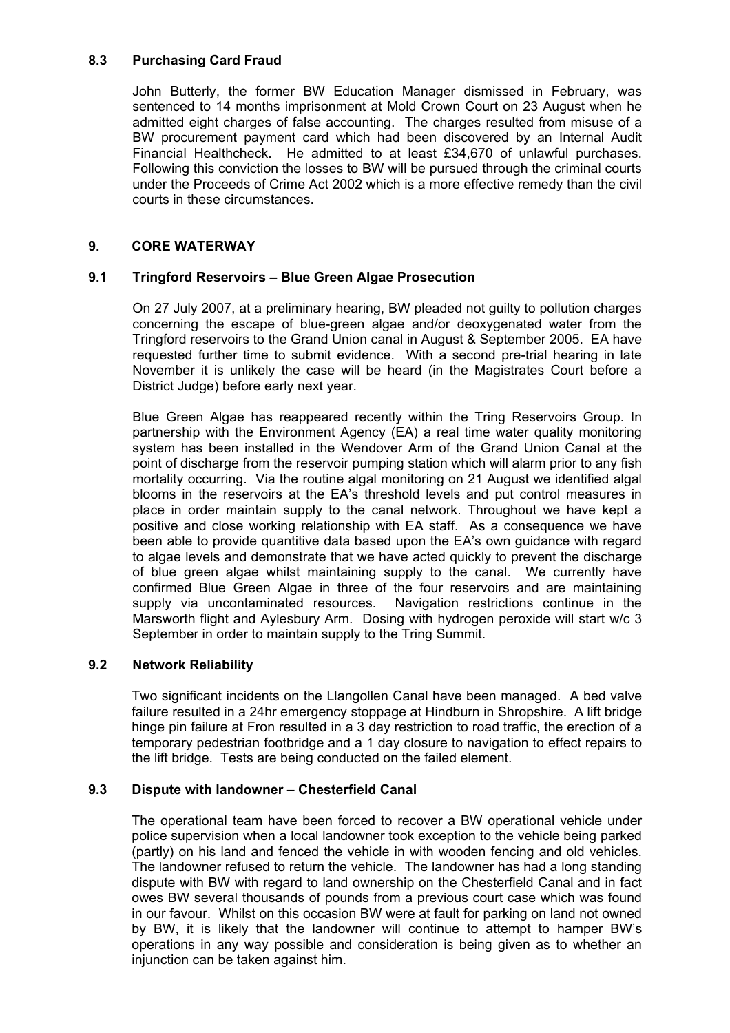### 8.3 Purchasing Card Fraud

John Butterly, the former BW Education Manager dismissed in February, was sentenced to 14 months imprisonment at Mold Crown Court on 23 August when he admitted eight charges of false accounting. The charges resulted from misuse of a BW procurement payment card which had been discovered by an Internal Audit Financial Healthcheck. He admitted to at least £34,670 of unlawful purchases. Following this conviction the losses to BW will be pursued through the criminal courts under the Proceeds of Crime Act 2002 which is a more effective remedy than the civil courts in these circumstances.

## 9. CORE WATERWAY

### 9.1 Tringford Reservoirs – Blue Green Algae Prosecution

On 27 July 2007, at a preliminary hearing, BW pleaded not guilty to pollution charges concerning the escape of blue-green algae and/or deoxygenated water from the Tringford reservoirs to the Grand Union canal in August & September 2005. EA have requested further time to submit evidence. With a second pre-trial hearing in late November it is unlikely the case will be heard (in the Magistrates Court before a District Judge) before early next year.

Blue Green Algae has reappeared recently within the Tring Reservoirs Group. In partnership with the Environment Agency (EA) a real time water quality monitoring system has been installed in the Wendover Arm of the Grand Union Canal at the point of discharge from the reservoir pumping station which will alarm prior to any fish mortality occurring. Via the routine algal monitoring on 21 August we identified algal blooms in the reservoirs at the EA's threshold levels and put control measures in place in order maintain supply to the canal network. Throughout we have kept a positive and close working relationship with EA staff. As a consequence we have been able to provide quantitive data based upon the EA's own guidance with regard to algae levels and demonstrate that we have acted quickly to prevent the discharge of blue green algae whilst maintaining supply to the canal. We currently have confirmed Blue Green Algae in three of the four reservoirs and are maintaining supply via uncontaminated resources. Navigation restrictions continue in the Marsworth flight and Aylesbury Arm. Dosing with hydrogen peroxide will start w/c 3 September in order to maintain supply to the Tring Summit.

### 9.2 Network Reliability

Two significant incidents on the Llangollen Canal have been managed. A bed valve failure resulted in a 24hr emergency stoppage at Hindburn in Shropshire. A lift bridge hinge pin failure at Fron resulted in a 3 day restriction to road traffic, the erection of a temporary pedestrian footbridge and a 1 day closure to navigation to effect repairs to the lift bridge. Tests are being conducted on the failed element.

### 9.3 Dispute with landowner – Chesterfield Canal

The operational team have been forced to recover a BW operational vehicle under police supervision when a local landowner took exception to the vehicle being parked (partly) on his land and fenced the vehicle in with wooden fencing and old vehicles. The landowner refused to return the vehicle. The landowner has had a long standing dispute with BW with regard to land ownership on the Chesterfield Canal and in fact owes BW several thousands of pounds from a previous court case which was found in our favour. Whilst on this occasion BW were at fault for parking on land not owned by BW, it is likely that the landowner will continue to attempt to hamper BW's operations in any way possible and consideration is being given as to whether an injunction can be taken against him.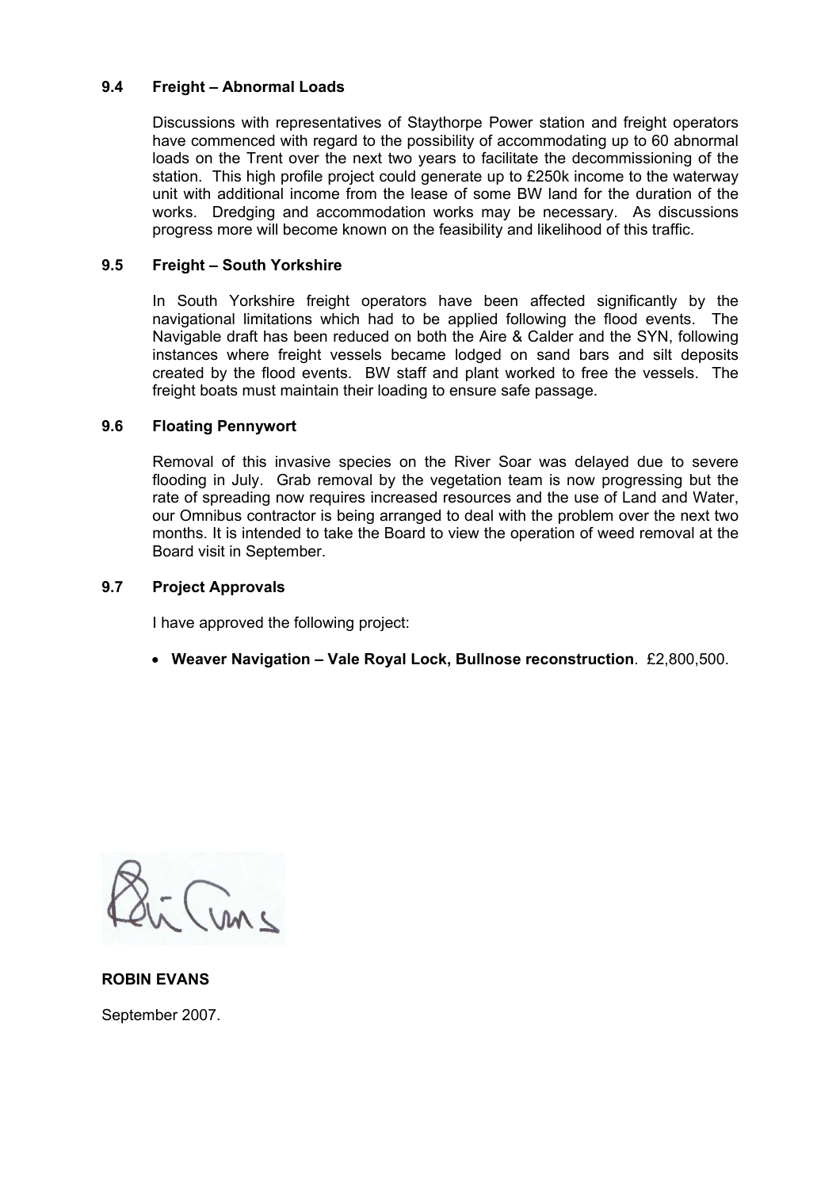### 9.4 Freight – Abnormal Loads

Discussions with representatives of Staythorpe Power station and freight operators have commenced with regard to the possibility of accommodating up to 60 abnormal loads on the Trent over the next two years to facilitate the decommissioning of the station. This high profile project could generate up to £250k income to the waterway unit with additional income from the lease of some BW land for the duration of the works. Dredging and accommodation works may be necessary. As discussions progress more will become known on the feasibility and likelihood of this traffic.

### 9.5 Freight – South Yorkshire

In South Yorkshire freight operators have been affected significantly by the navigational limitations which had to be applied following the flood events. The Navigable draft has been reduced on both the Aire & Calder and the SYN, following instances where freight vessels became lodged on sand bars and silt deposits created by the flood events. BW staff and plant worked to free the vessels. The freight boats must maintain their loading to ensure safe passage.

### 9.6 Floating Pennywort

Removal of this invasive species on the River Soar was delayed due to severe flooding in July. Grab removal by the vegetation team is now progressing but the rate of spreading now requires increased resources and the use of Land and Water, our Omnibus contractor is being arranged to deal with the problem over the next two months. It is intended to take the Board to view the operation of weed removal at the Board visit in September.

### 9.7 Project Approvals

I have approved the following project:

- **Weaver Navigation – Vale Royal Lock, Bullnose reconstruction**. £2,800,500.

**ROBIN EVANS**

September 2007.